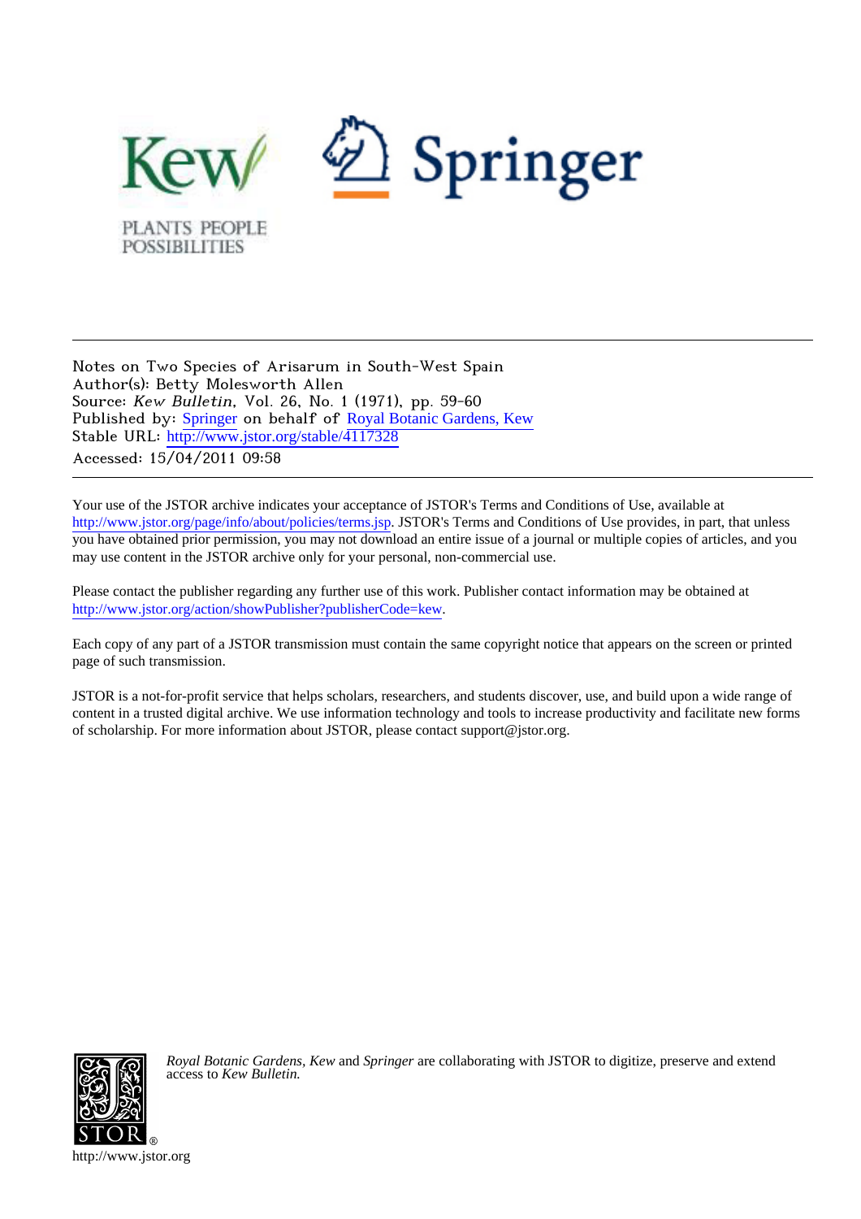Kew

PLANTS PEOPLE POSSIBILITIES

Springer

Notes on Two Species of Arisarum in South-West Spain
Author(s): Betty Molesworth Allen
Source: *Kew Bulletin*, Vol. 26, No. 1 (1971), pp. 59-60
Published by: Springer on behalf of Royal Botanic Gardens, Kew
Stable URL: http://www.jstor.org/stable/4117328
Accessed: 15/04/2011 09:58

Your use of the JSTOR archive indicates your acceptance of JSTOR's Terms and Conditions of Use, available at http://www.jstor.org/page/info/about/policies/terms.jsp. JSTOR's Terms and Conditions of Use provides, in part, that unless you have obtained prior permission, you may not download an entire issue of a journal or multiple copies of articles, and you may use content in the JSTOR archive only for your personal, non-commercial use.

Please contact the publisher regarding any further use of this work. Publisher contact information may be obtained at http://www.jstor.org/action/showPublisher?publisherCode=kew.

Each copy of any part of a JSTOR transmission must contain the same copyright notice that appears on the screen or printed page of such transmission.

JSTOR is a not-for-profit service that helps scholars, researchers, and students discover, use, and build upon a wide range of content in a trusted digital archive. We use information technology and tools to increase productivity and facilitate new forms of scholarship. For more information about JSTOR, please contact support@jstor.org.

*Royal Botanic Gardens, Kew* and *Springer* are collaborating with JSTOR to digitize, preserve and extend access to *Kew Bulletin.*

http://www.jstor.org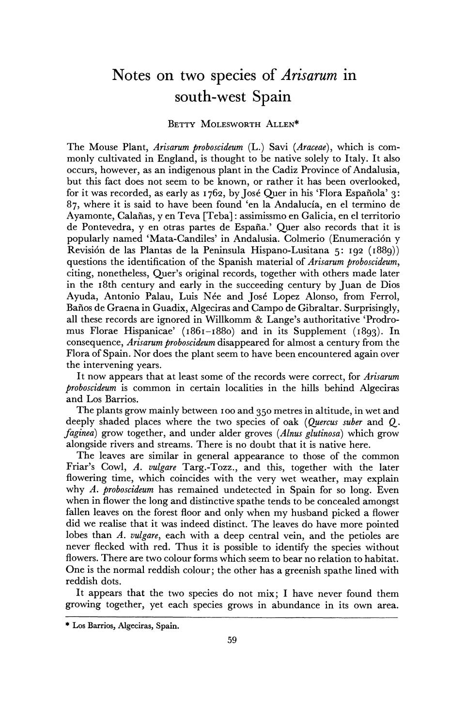# Notes on two species of *Arisarum* in south-west Spain

BETTY MOLESWORTH ALLEN*

The Mouse Plant, *Arisarum proboscideum* (L.) Savi (*Araceae*), which is commonly cultivated in England, is thought to be native solely to Italy. It also occurs, however, as an indigenous plant in the Cadiz Province of Andalusia, but this fact does not seem to be known, or rather it has been overlooked, for it was recorded, as early as 1762, by José Quer in his 'Flora Española' 3: 87, where it is said to have been found 'en la Andalucía, en el termino de Ayamonte, Calañas, y en Teva [Teba]: assimissmo en Galicia, en el territorio de Pontevedra, y en otras partes de España.' Quer also records that it is popularly named 'Mata-Candiles' in Andalusia. Colmerio (Enumeración y Revisión de las Plantas de la Peninsula Hispano-Lusitana 5: 192 (1889)) questions the identification of the Spanish material of *Arisarum proboscideum*, citing, nonetheless, Quer's original records, together with others made later in the 18th century and early in the succeeding century by Juan de Dios Ayuda, Antonio Palau, Luis Née and José Lopez Alonso, from Ferrol, Baños de Graena in Guadix, Algeciras and Campo de Gibraltar. Surprisingly, all these records are ignored in Willkomm & Lange's authoritative 'Prodromus Florae Hispanicae' (1861–1880) and in its Supplement (1893). In consequence, *Arisarum proboscideum* disappeared for almost a century from the Flora of Spain. Nor does the plant seem to have been encountered again over the intervening years.

It now appears that at least some of the records were correct, for *Arisarum proboscideum* is common in certain localities in the hills behind Algeciras and Los Barrios.

The plants grow mainly between 100 and 350 metres in altitude, in wet and deeply shaded places where the two species of oak (*Quercus suber* and *Q. faginea*) grow together, and under alder groves (*Alnus glutinosa*) which grow alongside rivers and streams. There is no doubt that it is native here.

The leaves are similar in general appearance to those of the common Friar's Cowl, *A. vulgare* Targ.-Tozz., and this, together with the later flowering time, which coincides with the very wet weather, may explain why *A. proboscideum* has remained undetected in Spain for so long. Even when in flower the long and distinctive spathe tends to be concealed amongst fallen leaves on the forest floor and only when my husband picked a flower did we realise that it was indeed distinct. The leaves do have more pointed lobes than *A. vulgare*, each with a deep central vein, and the petioles are never flecked with red. Thus it is possible to identify the species without flowers. There are two colour forms which seem to bear no relation to habitat. One is the normal reddish colour; the other has a greenish spathe lined with reddish dots.

It appears that the two species do not mix; I have never found them growing together, yet each species grows in abundance in its own area.

* Los Barrios, Algeciras, Spain.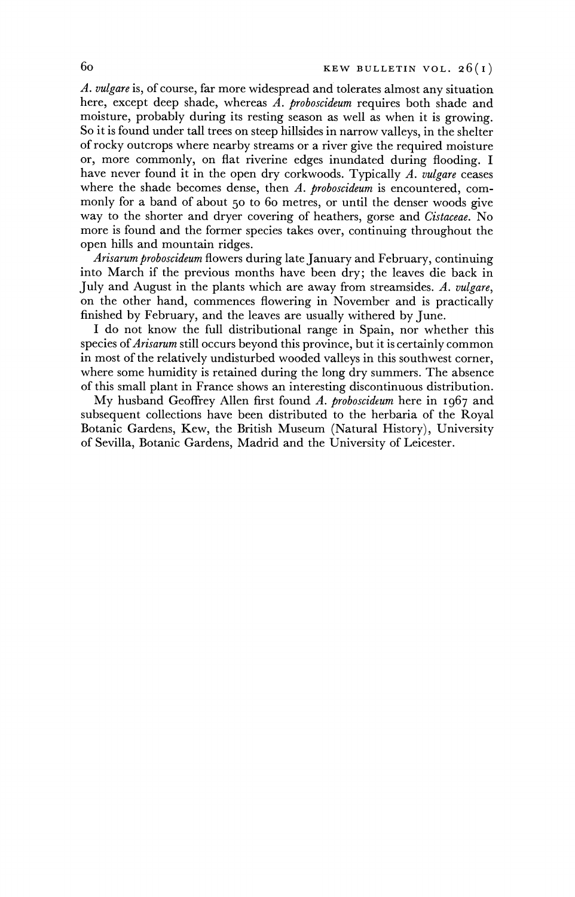*A. vulgare* is, of course, far more widespread and tolerates almost any situation here, except deep shade, whereas *A. proboscideum* requires both shade and moisture, probably during its resting season as well as when it is growing. So it is found under tall trees on steep hillsides in narrow valleys, in the shelter of rocky outcrops where nearby streams or a river give the required moisture or, more commonly, on flat riverine edges inundated during flooding. I have never found it in the open dry corkwoods. Typically *A. vulgare* ceases where the shade becomes dense, then *A. proboscideum* is encountered, commonly for a band of about 50 to 60 metres, or until the denser woods give way to the shorter and dryer covering of heathers, gorse and *Cistaceae*. No more is found and the former species takes over, continuing throughout the open hills and mountain ridges.

*Arisarum proboscideum* flowers during late January and February, continuing into March if the previous months have been dry; the leaves die back in July and August in the plants which are away from streamsides. *A. vulgare*, on the other hand, commences flowering in November and is practically finished by February, and the leaves are usually withered by June.

I do not know the full distributional range in Spain, nor whether this species of *Arisarum* still occurs beyond this province, but it is certainly common in most of the relatively undisturbed wooded valleys in this southwest corner, where some humidity is retained during the long dry summers. The absence of this small plant in France shows an interesting discontinuous distribution.

My husband Geoffrey Allen first found *A. proboscideum* here in 1967 and subsequent collections have been distributed to the herbaria of the Royal Botanic Gardens, Kew, the British Museum (Natural History), University of Sevilla, Botanic Gardens, Madrid and the University of Leicester.